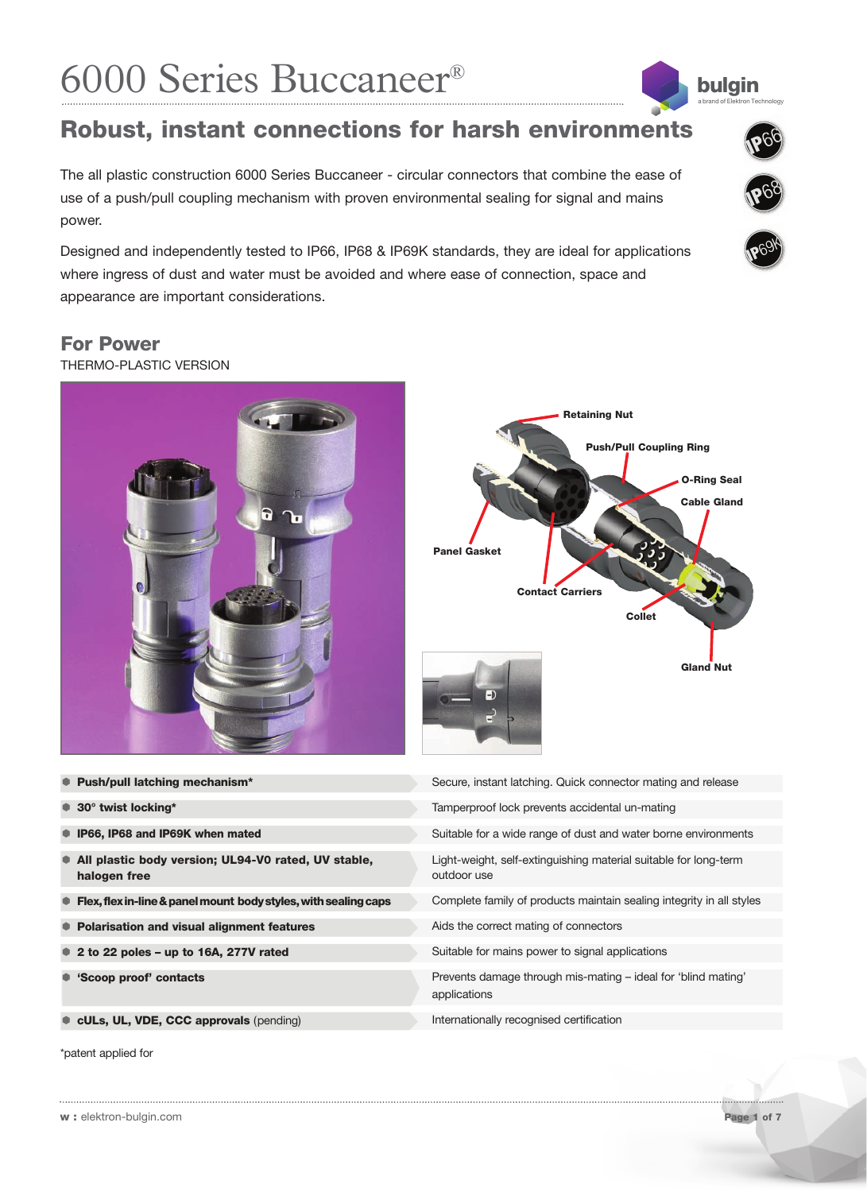# 6000 Series Buccaneer®

## Robust, instant connections for harsh environments

The all plastic construction 6000 Series Buccaneer - circular connectors that combine the ease of use of a push/pull coupling mechanism with proven environmental sealing for signal and mains power.

Designed and independently tested to IP66, IP68 & IP69K standards, they are ideal for applications where ingress of dust and water must be avoided and where ease of connection, space and appearance are important considerations.

## For Power

THERMO-PLASTIC VERSION

| Feature | Benefit |
| --- | --- |
| **Push/pull latching mechanism*** | Secure, instant latching. Quick connector mating and release |
| **30° twist locking*** | Tamperproof lock prevents accidental un-mating |
| **IP66, IP68 and IP69K when mated** | Suitable for a wide range of dust and water borne environments |
| **All plastic body version; UL94-V0 rated, UV stable, halogen free** | Light-weight, self-extinguishing material suitable for long-term outdoor use |
| **Flex, flex in-line & panel mount body styles, with sealing caps** | Complete family of products maintain sealing integrity in all styles |
| **Polarisation and visual alignment features** | Aids the correct mating of connectors |
| **2 to 22 poles – up to 16A, 277V rated** | Suitable for mains power to signal applications |
| **'Scoop proof' contacts** | Prevents damage through mis-mating – ideal for 'blind mating' applications |
| **cULs, UL, VDE, CCC approvals** (pending) | Internationally recognised certification |

*patent applied for

**w :** elektron-bulgin.com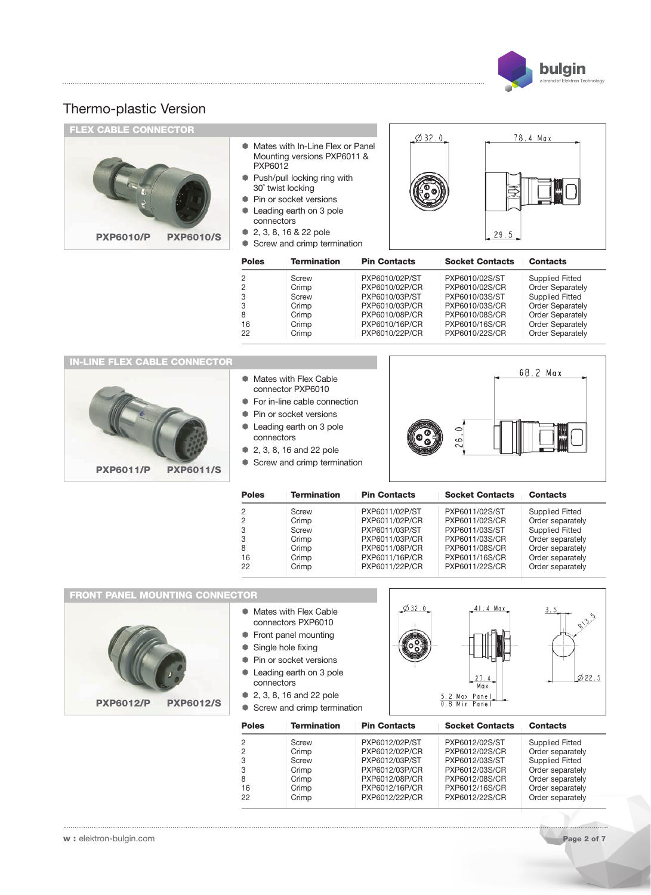## Thermo-plastic Version

### FLEX CABLE CONNECTOR

PXP6010/P PXP6010/S

- Mates with In-Line Flex or Panel Mounting versions PXP6011 & PXP6012
- Push/pull locking ring with 30˚ twist locking
- Pin or socket versions
- Leading earth on 3 pole connectors
- 2, 3, 8, 16 & 22 pole
- Screw and crimp termination

Ø32.0 78.4 Max 29.5

| Poles | Termination | Pin Contacts | Socket Contacts | Contacts |
|---|---|---|---|---|
| 2 | Screw | PXP6010/02P/ST | PXP6010/02S/ST | Supplied Fitted |
| 2 | Crimp | PXP6010/02P/CR | PXP6010/02S/CR | Order Separately |
| 3 | Screw | PXP6010/03P/ST | PXP6010/03S/ST | Supplied Fitted |
| 3 | Crimp | PXP6010/03P/CR | PXP6010/03S/CR | Order Separately |
| 8 | Crimp | PXP6010/08P/CR | PXP6010/08S/CR | Order Separately |
| 16 | Crimp | PXP6010/16P/CR | PXP6010/16S/CR | Order Separately |
| 22 | Crimp | PXP6010/22P/CR | PXP6010/22S/CR | Order Separately |

### IN-LINE FLEX CABLE CONNECTOR

PXP6011/P PXP6011/S

- Mates with Flex Cable connector PXP6010
- For in-line cable connection
- Pin or socket versions
- Leading earth on 3 pole connectors
- 2, 3, 8, 16 and 22 pole
- Screw and crimp termination

68.2 Max 26.0

| Poles | Termination | Pin Contacts | Socket Contacts | Contacts |
|---|---|---|---|---|
| 2 | Screw | PXP6011/02P/ST | PXP6011/02S/ST | Supplied Fitted |
| 2 | Crimp | PXP6011/02P/CR | PXP6011/02S/CR | Order separately |
| 3 | Screw | PXP6011/03P/ST | PXP6011/03S/ST | Supplied Fitted |
| 3 | Crimp | PXP6011/03P/CR | PXP6011/03S/CR | Order separately |
| 8 | Crimp | PXP6011/08P/CR | PXP6011/08S/CR | Order separately |
| 16 | Crimp | PXP6011/16P/CR | PXP6011/16S/CR | Order separately |
| 22 | Crimp | PXP6011/22P/CR | PXP6011/22S/CR | Order separately |

### FRONT PANEL MOUNTING CONNECTOR

PXP6012/P PXP6012/S

- Mates with Flex Cable connectors PXP6010
- Front panel mounting
- Single hole fixing
- Pin or socket versions
- Leading earth on 3 pole connectors
- 2, 3, 8, 16 and 22 pole
- Screw and crimp termination

Ø32.0 41.4 Max 27.4 Max 5.2 Max Panel 0.8 Min Panel 3.5 R13.5 Ø22.5

| Poles | Termination | Pin Contacts | Socket Contacts | Contacts |
|---|---|---|---|---|
| 2 | Screw | PXP6012/02P/ST | PXP6012/02S/ST | Supplied Fitted |
| 2 | Crimp | PXP6012/02P/CR | PXP6012/02S/CR | Order separately |
| 3 | Screw | PXP6012/03P/ST | PXP6012/03S/ST | Supplied Fitted |
| 3 | Crimp | PXP6012/03P/CR | PXP6012/03S/CR | Order separately |
| 8 | Crimp | PXP6012/08P/CR | PXP6012/08S/CR | Order separately |
| 16 | Crimp | PXP6012/16P/CR | PXP6012/16S/CR | Order separately |
| 22 | Crimp | PXP6012/22P/CR | PXP6012/22S/CR | Order separately |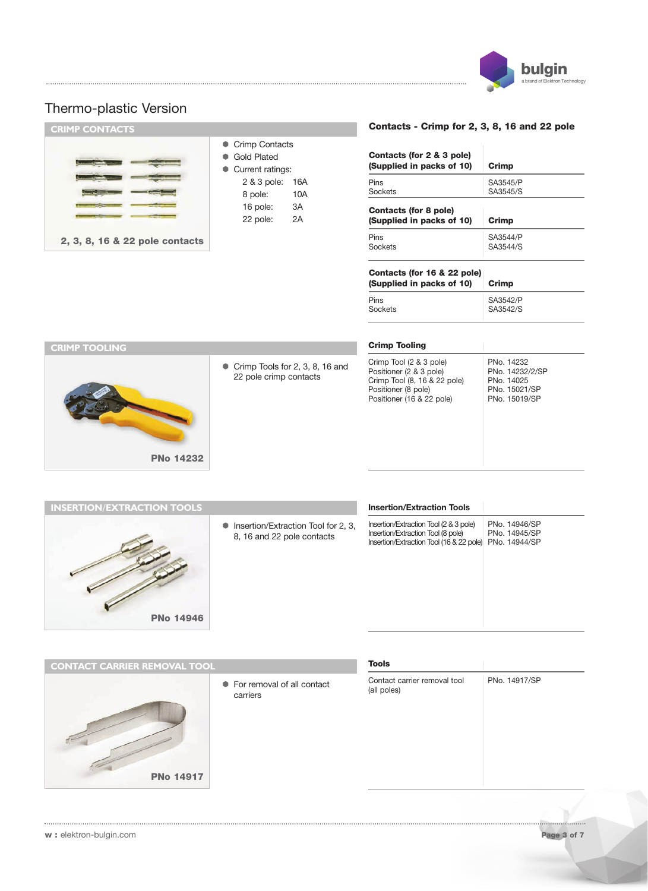# Thermo-plastic Version

## CRIMP CONTACTS

2, 3, 8, 16 & 22 pole contacts

- Crimp Contacts
- Gold Plated
- Current ratings:

| | |
|---|---|
| 2 & 3 pole: | 16A |
| 8 pole: | 10A |
| 16 pole: | 3A |
| 22 pole: | 2A |

### Contacts - Crimp for 2, 3, 8, 16 and 22 pole

| Contacts (for 2 & 3 pole) (Supplied in packs of 10) | Crimp |
|---|---|
| Pins | SA3545/P |
| Sockets | SA3545/S |

| Contacts (for 8 pole) (Supplied in packs of 10) | Crimp |
|---|---|
| Pins | SA3544/P |
| Sockets | SA3544/S |

| Contacts (for 16 & 22 pole) (Supplied in packs of 10) | Crimp |
|---|---|
| Pins | SA3542/P |
| Sockets | SA3542/S |

## CRIMP TOOLING

PNo 14232

- Crimp Tools for 2, 3, 8, 16 and 22 pole crimp contacts

| Crimp Tooling | |
|---|---|
| Crimp Tool (2 & 3 pole) | PNo. 14232 |
| Positioner (2 & 3 pole) | PNo. 14232/2/SP |
| Crimp Tool (8, 16 & 22 pole) | PNo. 14025 |
| Positioner (8 pole) | PNo. 15021/SP |
| Positioner (16 & 22 pole) | PNo. 15019/SP |

## INSERTION/EXTRACTION TOOLS

PNo 14946

- Insertion/Extraction Tool for 2, 3, 8, 16 and 22 pole contacts

| Insertion/Extraction Tools | |
|---|---|
| Insertion/Extraction Tool (2 & 3 pole) | PNo. 14946/SP |
| Insertion/Extraction Tool (8 pole) | PNo. 14945/SP |
| Insertion/Extraction Tool (16 & 22 pole) | PNo. 14944/SP |

## CONTACT CARRIER REMOVAL TOOL

PNo 14917

- For removal of all contact carriers

| Tools | |
|---|---|
| Contact carrier removal tool (all poles) | PNo. 14917/SP |

**w :** elektron-bulgin.com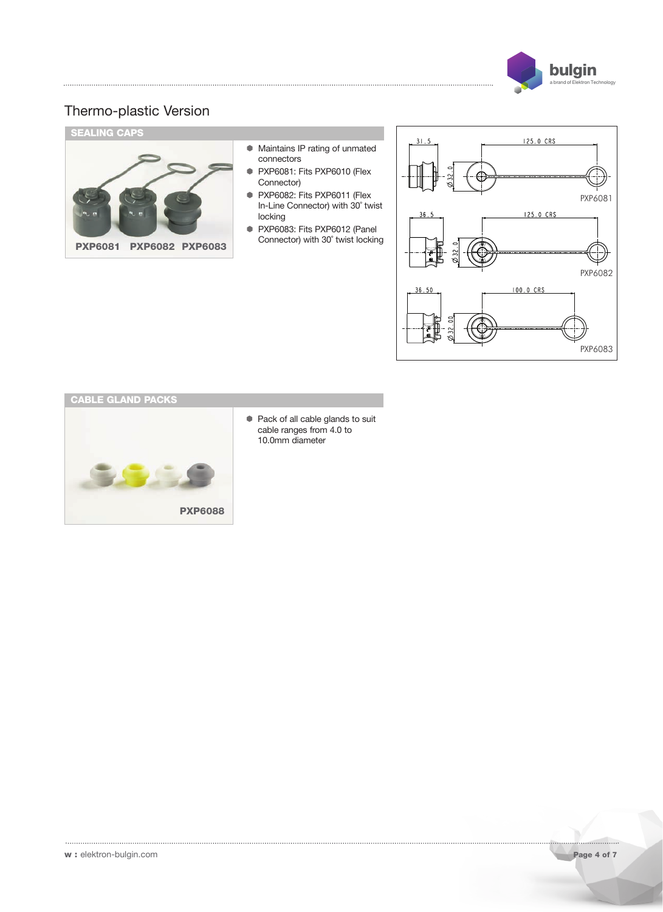## Thermo-plastic Version

### SEALING CAPS

**PXP6081 PXP6082 PXP6083**

- Maintains IP rating of unmated connectors
- PXP6081: Fits PXP6010 (Flex Connector)
- PXP6082: Fits PXP6011 (Flex In-Line Connector) with 30° twist locking
- PXP6083: Fits PXP6012 (Panel Connector) with 30° twist locking

31.5 | 125.0 CRS | Ø32.0 | PXP6081

36.5 | 125.0 CRS | Ø32.0 | PXP6082

36.50 | 100.0 CRS | Ø32.00 | PXP6083

### CABLE GLAND PACKS

**PXP6088**

- Pack of all cable glands to suit cable ranges from 4.0 to 10.0mm diameter

**w :** elektron-bulgin.com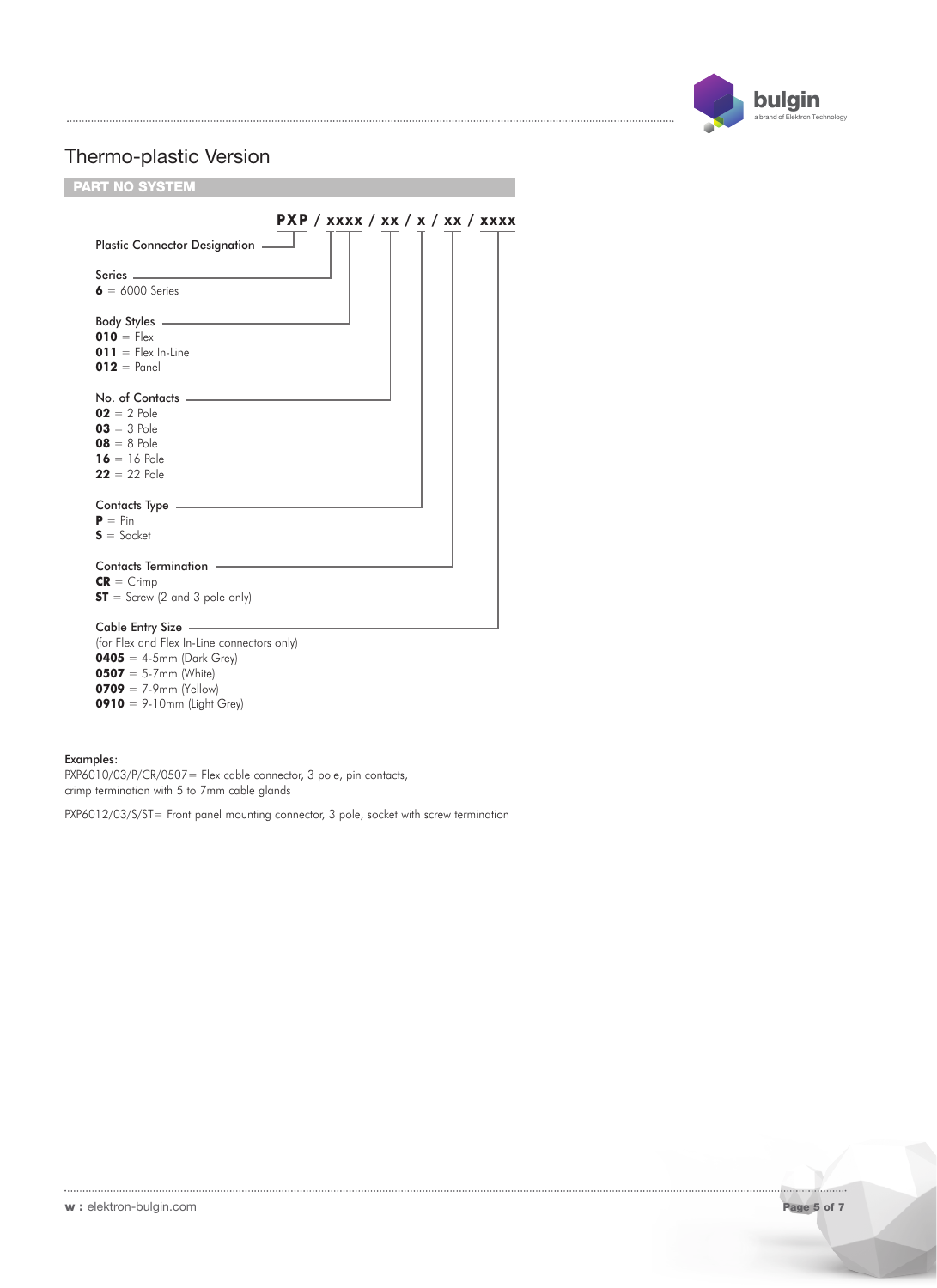# Thermo-plastic Version

## PART NO SYSTEM

**PXP / xxxx / xx / x / xx / xxxx**

Plastic Connector Designation

Series
**6** = 6000 Series

Body Styles
**010** = Flex
**011** = Flex In-Line
**012** = Panel

No. of Contacts
**02** = 2 Pole
**03** = 3 Pole
**08** = 8 Pole
**16** = 16 Pole
**22** = 22 Pole

Contacts Type
**P** = Pin
**S** = Socket

Contacts Termination
**CR** = Crimp
**ST** = Screw (2 and 3 pole only)

Cable Entry Size
(for Flex and Flex In-Line connectors only)
**0405** = 4-5mm (Dark Grey)
**0507** = 5-7mm (White)
**0709** = 7-9mm (Yellow)
**0910** = 9-10mm (Light Grey)

Examples:
PXP6010/03/P/CR/0507= Flex cable connector, 3 pole, pin contacts, crimp termination with 5 to 7mm cable glands

PXP6012/03/S/ST= Front panel mounting connector, 3 pole, socket with screw termination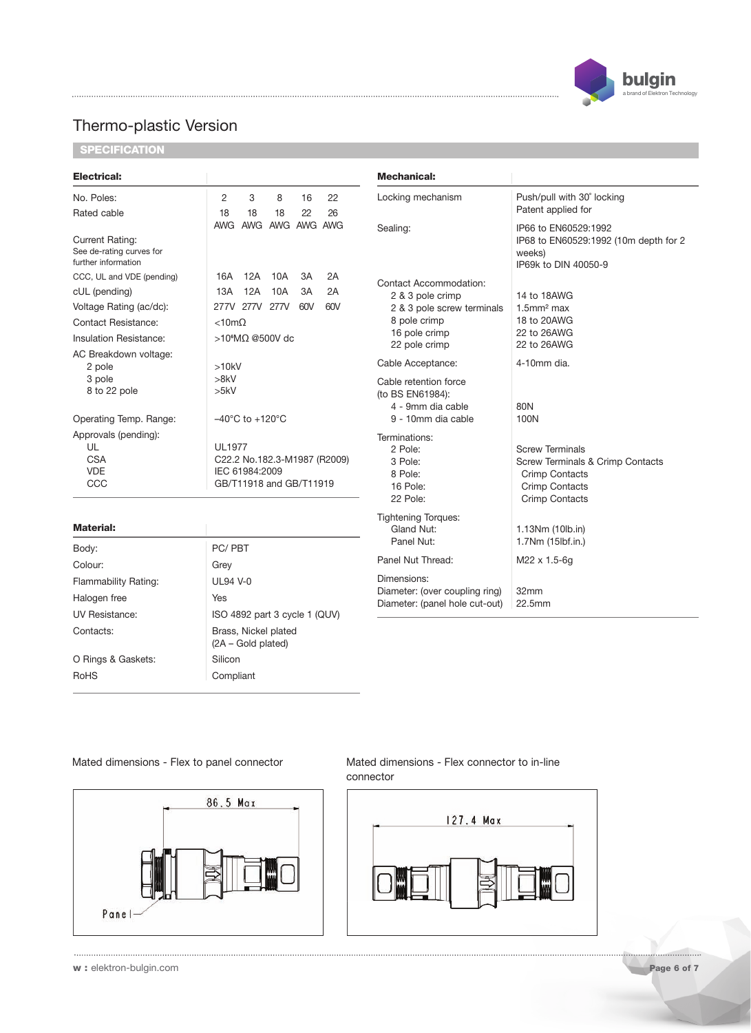# Thermo-plastic Version

## SPECIFICATION

### Electrical:

| Electrical: | | | | | |
|---|---|---|---|---|---|
| No. Poles: | 2 | 3 | 8 | 16 | 22 |
| Rated cable | 18 AWG | 18 AWG | 18 AWG | 22 AWG | 26 AWG |
| Current Rating: See de-rating curves for further information | | | | | |
| CCC, UL and VDE (pending) | 16A | 12A | 10A | 3A | 2A |
| cUL (pending) | 13A | 12A | 10A | 3A | 2A |
| Voltage Rating (ac/dc): | 277V | 277V | 277V | 60V | 60V |
| Contact Resistance: | <10mΩ | | | | |
| Insulation Resistance: | >10⁸MΩ @500V dc | | | | |
| AC Breakdown voltage: | | | | | |
| 2 pole | >10kV | | | | |
| 3 pole | >8kV | | | | |
| 8 to 22 pole | >5kV | | | | |
| Operating Temp. Range: | –40°C to +120°C | | | | |
| Approvals (pending): | | | | | |
| UL | UL1977 | | | | |
| CSA | C22.2 No.182.3-M1987 (R2009) | | | | |
| VDE | IEC 61984:2009 | | | | |
| CCC | GB/T11918 and GB/T11919 | | | | |

### Material:

| Material: | |
|---|---|
| Body: | PC/ PBT |
| Colour: | Grey |
| Flammability Rating: | UL94 V-0 |
| Halogen free | Yes |
| UV Resistance: | ISO 4892 part 3 cycle 1 (QUV) |
| Contacts: | Brass, Nickel plated (2A – Gold plated) |
| O Rings & Gaskets: | Silicon |
| RoHS | Compliant |

### Mechanical:

| Mechanical: | |
|---|---|
| Locking mechanism | Push/pull with 30° locking<br>Patent applied for |
| Sealing: | IP66 to EN60529:1992<br>IP68 to EN60529:1992 (10m depth for 2 weeks)<br>IP69k to DIN 40050-9 |
| Contact Accommodation: | |
| 2 & 3 pole crimp | 14 to 18AWG |
| 2 & 3 pole screw terminals | 1.5mm² max |
| 8 pole crimp | 18 to 20AWG |
| 16 pole crimp | 22 to 26AWG |
| 22 pole crimp | 22 to 26AWG |
| Cable Acceptance: | 4-10mm dia. |
| Cable retention force (to BS EN61984): | |
| 4 - 9mm dia cable | 80N |
| 9 - 10mm dia cable | 100N |
| Terminations: | |
| 2 Pole: | Screw Terminals |
| 3 Pole: | Screw Terminals & Crimp Contacts |
| 8 Pole: | Crimp Contacts |
| 16 Pole: | Crimp Contacts |
| 22 Pole: | Crimp Contacts |
| Tightening Torques: | |
| Gland Nut: | 1.13Nm (10lb.in) |
| Panel Nut: | 1.7Nm (15lbf.in.) |
| Panel Nut Thread: | M22 x 1.5-6g |
| Dimensions: | |
| Diameter: (over coupling ring) | 32mm |
| Diameter: (panel hole cut-out) | 22.5mm |

Mated dimensions - Flex to panel connector

86.5 Max

Panel

Mated dimensions - Flex connector to in-line connector

127.4 Max

**w :** elektron-bulgin.com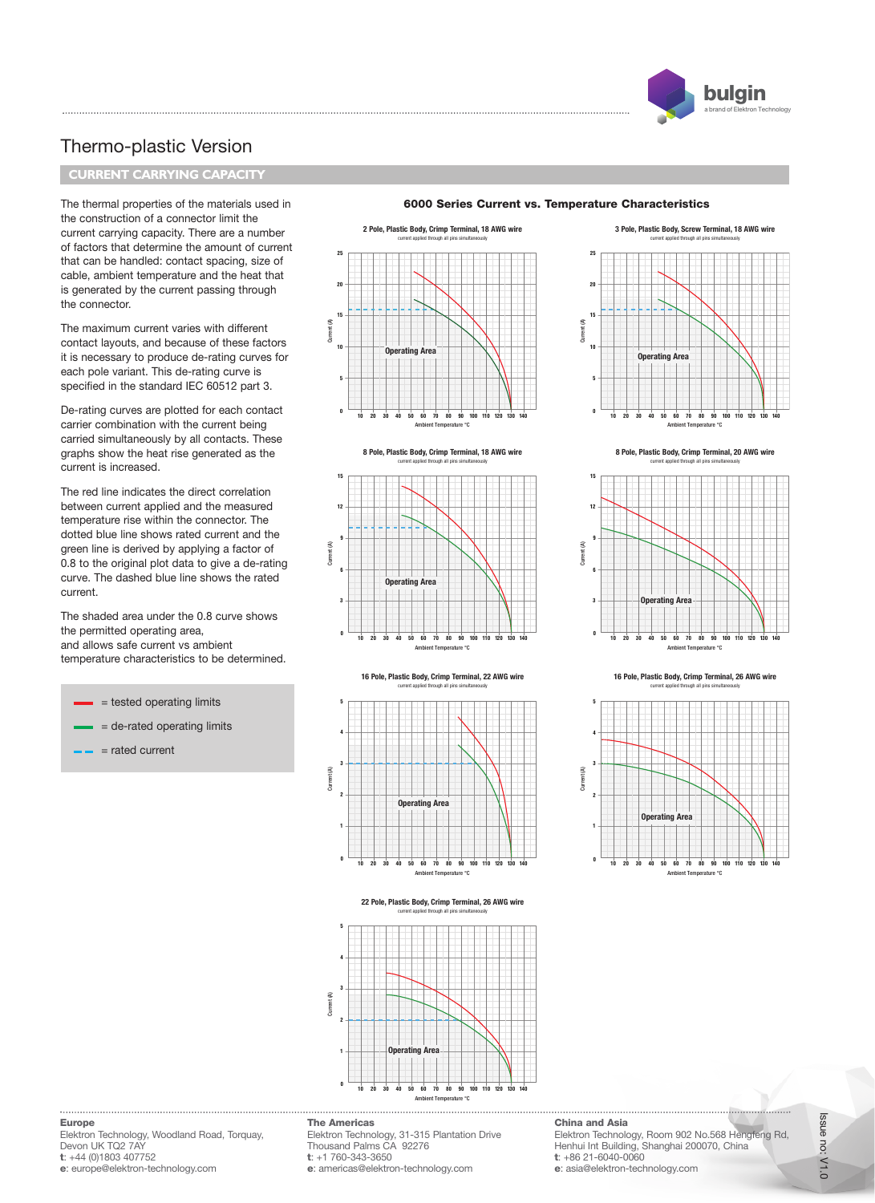# Thermo-plastic Version

## CURRENT CARRYING CAPACITY

The thermal properties of the materials used in the construction of a connector limit the current carrying capacity. There are a number of factors that determine the amount of current that can be handled: contact spacing, size of cable, ambient temperature and the heat that is generated by the current passing through the connector.

The maximum current varies with different contact layouts, and because of these factors it is necessary to produce de-rating curves for each pole variant. This de-rating curve is specified in the standard IEC 60512 part 3.

De-rating curves are plotted for each contact carrier combination with the current being carried simultaneously by all contacts. These graphs show the heat rise generated as the current is increased.

The red line indicates the direct correlation between current applied and the measured temperature rise within the connector. The dotted blue line shows rated current and the green line is derived by applying a factor of 0.8 to the original plot data to give a de-rating curve. The dashed blue line shows the rated current.

The shaded area under the 0.8 curve shows the permitted operating area, and allows safe current vs ambient temperature characteristics to be determined.

- red line = tested operating limits
- green line = de-rated operating limits
- blue dashed line = rated current

### 6000 Series Current vs. Temperature Characteristics

**2 Pole, Plastic Body, Crimp Terminal, 18 AWG wire**
current applied through all pins simultaneously
Current (A): 0 5 10 15 20 25
Ambient Temperature °C: 10 20 30 40 50 60 70 80 90 100 110 120 130 140
Operating Area

**3 Pole, Plastic Body, Screw Terminal, 18 AWG wire**
current applied through all pins simultaneously
Current (A): 0 5 10 15 20 25
Ambient Temperature °C: 10 20 30 40 50 60 70 80 90 100 110 120 130 140
Operating Area

**8 Pole, Plastic Body, Crimp Terminal, 18 AWG wire**
current applied through all pins simultaneously
Current (A): 0 3 6 9 12 15
Ambient Temperature °C: 10 20 30 40 50 60 70 80 90 100 110 120 130 140
Operating Area

**8 Pole, Plastic Body, Crimp Terminal, 20 AWG wire**
current applied through all pins simultaneously
Current (A): 0 3 6 9 12 15
Ambient Temperature °C: 10 20 30 40 50 60 70 80 90 100 110 120 130 140
Operating Area

**16 Pole, Plastic Body, Crimp Terminal, 22 AWG wire**
current applied through all pins simultaneously
Current (A): 0 1 2 3 4 5
Ambient Temperature °C: 10 20 30 40 50 60 70 80 90 100 110 120 130 140
Operating Area

**16 Pole, Plastic Body, Crimp Terminal, 26 AWG wire**
current applied through all pins simultaneously
Current (A): 0 1 2 3 4 5
Ambient Temperature °C: 10 20 30 40 50 60 70 80 90 100 110 120 130 140
Operating Area

**22 Pole, Plastic Body, Crimp Terminal, 26 AWG wire**
current applied through all pins simultaneously
Current (A): 0 1 2 3 4 5
Ambient Temperature °C: 10 20 30 40 50 60 70 80 90 100 110 120 130 140
Operating Area

**Europe**
Elektron Technology, Woodland Road, Torquay, Devon UK TQ2 7AY
**t**: +44 (0)1803 407752
**e**: europe@elektron-technology.com

**The Americas**
Elektron Technology, 31-315 Plantation Drive
Thousand Palms CA 92276
**t**: +1 760-343-3650
**e**: americas@elektron-technology.com

**China and Asia**
Elektron Technology, Room 902 No.568 Hengfeng Rd, Henhui Int Building, Shanghai 200070, China
**t**: +86 21-6040-0060
**e**: asia@elektron-technology.com

Issue no: V1.0